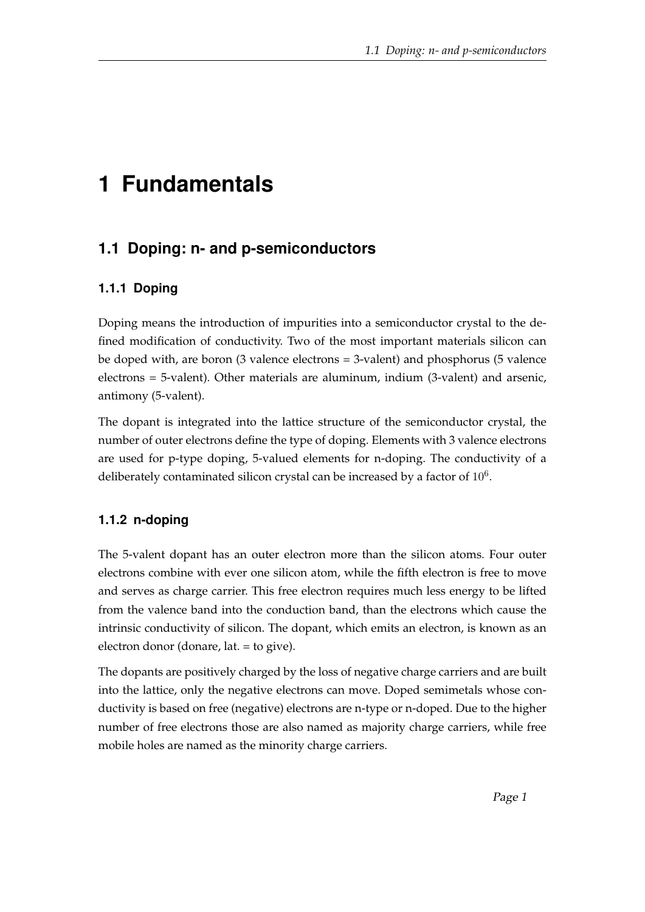# 1 Fundamentals

## 1.1 Doping: n- and p-semiconductors

### 1.1.1 Doping

Doping means the introduction of impurities into a semiconductor crystal to the defined modification of conductivity. Two of the most important materials silicon can be doped with, are boron (3 valence electrons = 3-valent) and phosphorus (5 valence electrons = 5-valent). Other materials are aluminum, indium (3-valent) and arsenic, antimony (5-valent).

The dopant is integrated into the lattice structure of the semiconductor crystal, the number of outer electrons define the type of doping. Elements with 3 valence electrons are used for p-type doping, 5-valued elements for n-doping. The conductivity of a deliberately contaminated silicon crystal can be increased by a factor of $10^6$.

### 1.1.2 n-doping

The 5-valent dopant has an outer electron more than the silicon atoms. Four outer electrons combine with ever one silicon atom, while the fifth electron is free to move and serves as charge carrier. This free electron requires much less energy to be lifted from the valence band into the conduction band, than the electrons which cause the intrinsic conductivity of silicon. The dopant, which emits an electron, is known as an electron donor (donare, lat. = to give).

The dopants are positively charged by the loss of negative charge carriers and are built into the lattice, only the negative electrons can move. Doped semimetals whose conductivity is based on free (negative) electrons are n-type or n-doped. Due to the higher number of free electrons those are also named as majority charge carriers, while free mobile holes are named as the minority charge carriers.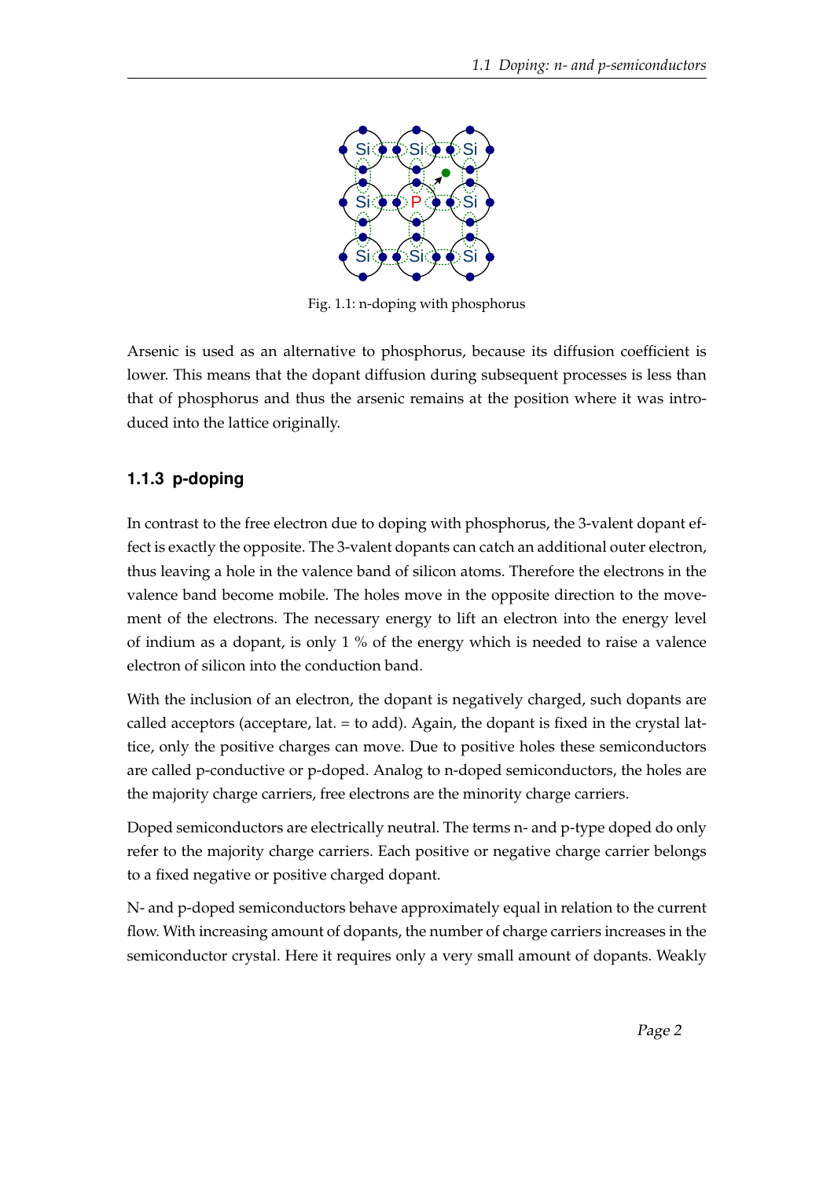Fig. 1.1: n-doping with phosphorus

Arsenic is used as an alternative to phosphorus, because its diffusion coefficient is lower. This means that the dopant diffusion during subsequent processes is less than that of phosphorus and thus the arsenic remains at the position where it was introduced into the lattice originally.

### 1.1.3 p-doping

In contrast to the free electron due to doping with phosphorus, the 3-valent dopant effect is exactly the opposite. The 3-valent dopants can catch an additional outer electron, thus leaving a hole in the valence band of silicon atoms. Therefore the electrons in the valence band become mobile. The holes move in the opposite direction to the movement of the electrons. The necessary energy to lift an electron into the energy level of indium as a dopant, is only 1 % of the energy which is needed to raise a valence electron of silicon into the conduction band.

With the inclusion of an electron, the dopant is negatively charged, such dopants are called acceptors (acceptare, lat. = to add). Again, the dopant is fixed in the crystal lattice, only the positive charges can move. Due to positive holes these semiconductors are called p-conductive or p-doped. Analog to n-doped semiconductors, the holes are the majority charge carriers, free electrons are the minority charge carriers.

Doped semiconductors are electrically neutral. The terms n- and p-type doped do only refer to the majority charge carriers. Each positive or negative charge carrier belongs to a fixed negative or positive charged dopant.

N- and p-doped semiconductors behave approximately equal in relation to the current flow. With increasing amount of dopants, the number of charge carriers increases in the semiconductor crystal. Here it requires only a very small amount of dopants. Weakly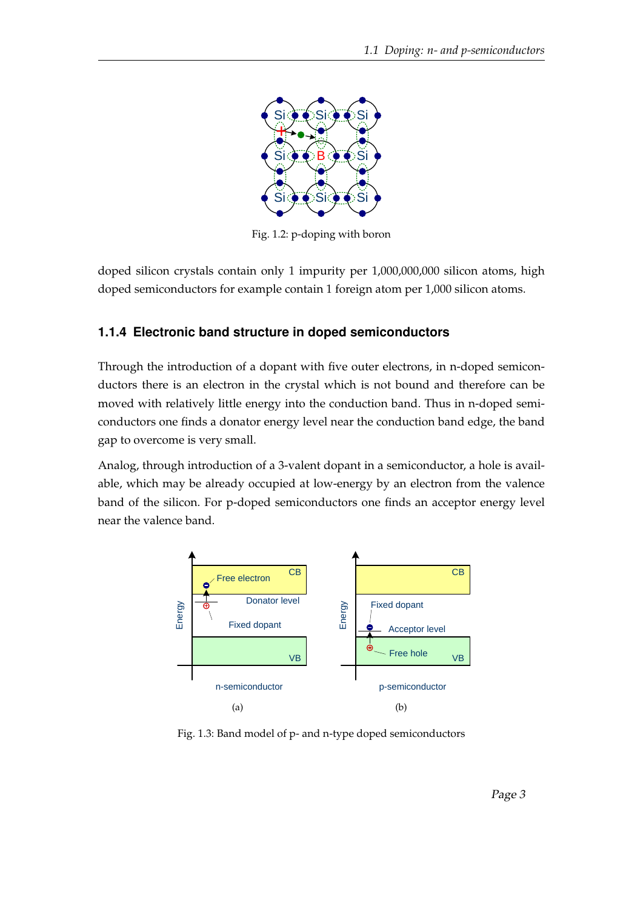Si Si Si
Si B Si
Si Si Si

Fig. 1.2: p-doping with boron

doped silicon crystals contain only 1 impurity per 1,000,000,000 silicon atoms, high doped semiconductors for example contain 1 foreign atom per 1,000 silicon atoms.

### 1.1.4 Electronic band structure in doped semiconductors

Through the introduction of a dopant with five outer electrons, in n-doped semiconductors there is an electron in the crystal which is not bound and therefore can be moved with relatively little energy into the conduction band. Thus in n-doped semiconductors one finds a donator energy level near the conduction band edge, the band gap to overcome is very small.

Analog, through introduction of a 3-valent dopant in a semiconductor, a hole is available, which may be already occupied at low-energy by an electron from the valence band of the silicon. For p-doped semiconductors one finds an acceptor energy level near the valence band.

Energy
CB
Free electron
Donator level
Fixed dopant
VB
n-semiconductor

(a)

Energy
CB
Fixed dopant
Acceptor level
Free hole
VB
p-semiconductor

(b)

Fig. 1.3: Band model of p- and n-type doped semiconductors